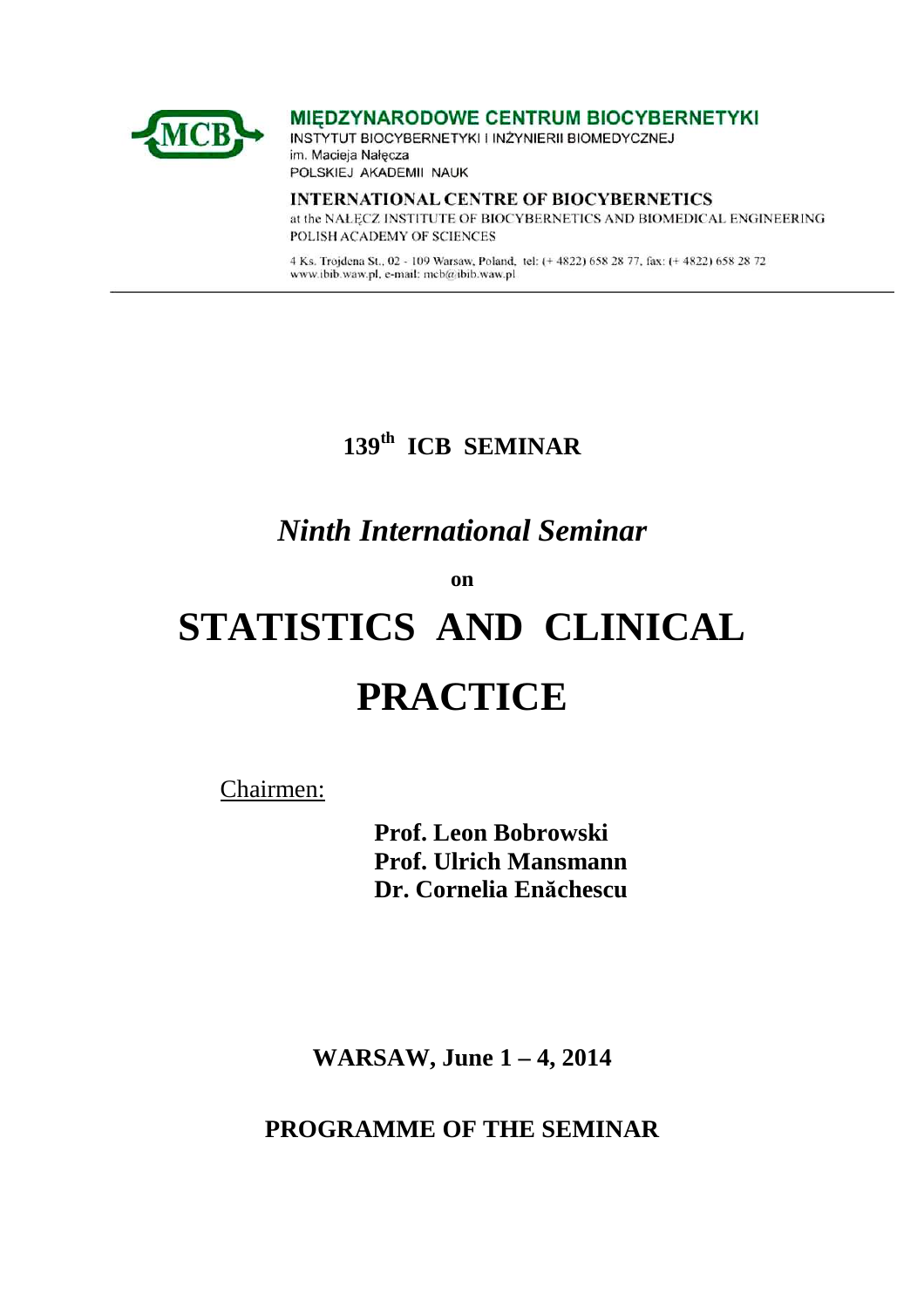MIĘDZYNARODOWE CENTRUM BIOCYBERNETYKI
INSTYTUT BIOCYBERNETYKI I INŻYNIERII BIOMEDYCZNEJ
im. Macieja Nałęcza
POLSKIEJ AKADEMII NAUK

INTERNATIONAL CENTRE OF BIOCYBERNETICS
at the NAŁĘCZ INSTITUTE OF BIOCYBERNETICS AND BIOMEDICAL ENGINEERING
POLISH ACADEMY OF SCIENCES

4 Ks. Trojdena St., 02 - 109 Warsaw, Poland, tel: (+ 4822) 658 28 77, fax: (+ 4822) 658 28 72
www.ibib.waw.pl, e-mail: mcb@ibib.waw.pl

---

**139th ICB SEMINAR**

## *Ninth International Seminar*

**on**

# STATISTICS AND CLINICAL PRACTICE

Chairmen:

**Prof. Leon Bobrowski**
**Prof. Ulrich Mansmann**
**Dr. Cornelia Enăchescu**

**WARSAW, June 1 – 4, 2014**

## PROGRAMME OF THE SEMINAR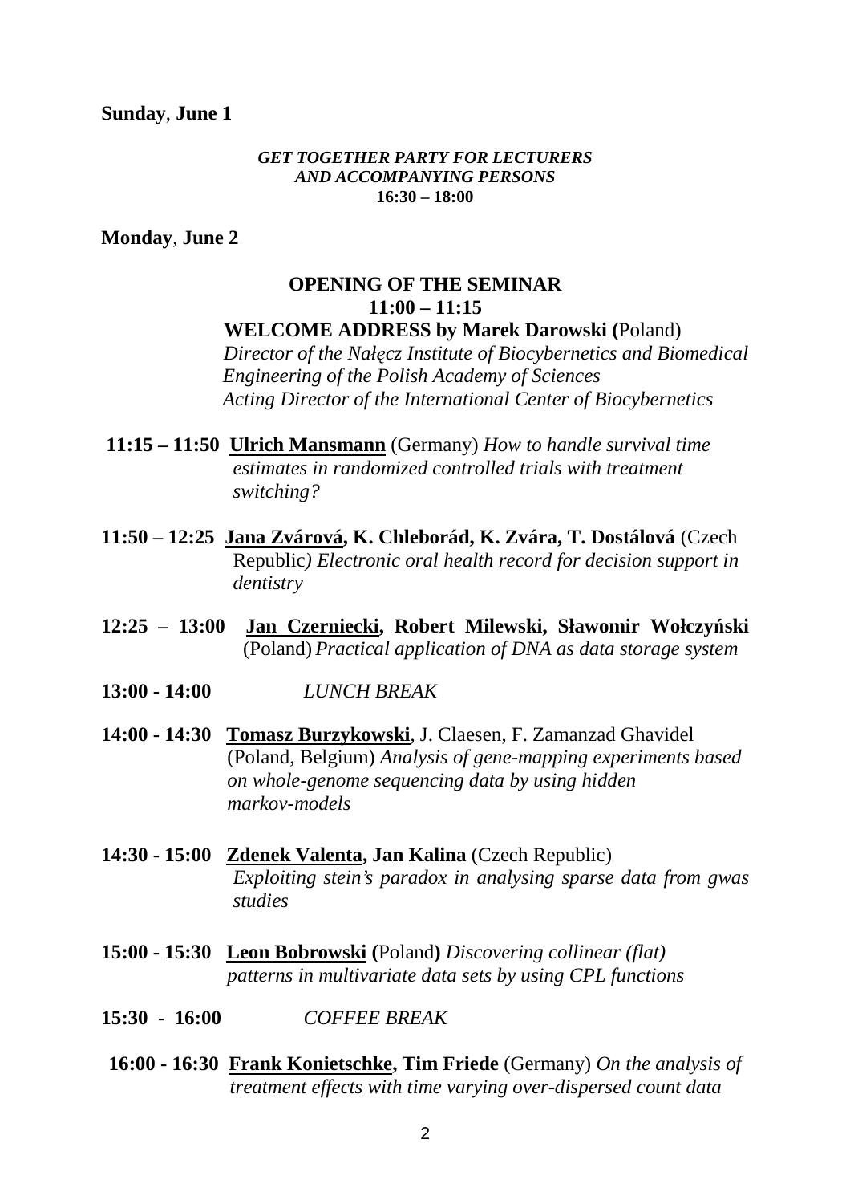**Sunday**, **June 1**

***GET TOGETHER PARTY FOR LECTURERS***
***AND ACCOMPANYING PERSONS***
**16:30 – 18:00**

**Monday**, **June 2**

**OPENING OF THE SEMINAR**
**11:00 – 11:15**

**WELCOME ADDRESS by Marek Darowski (**Poland)
*Director of the Nałęcz Institute of Biocybernetics and Biomedical Engineering of the Polish Academy of Sciences*
*Acting Director of the International Center of Biocybernetics*

**11:15 – 11:50** **Ulrich Mansmann** (Germany) *How to handle survival time estimates in randomized controlled trials with treatment switching?*

**11:50 – 12:25** **Jana Zvárová, K. Chleborád, K. Zvára, T. Dostálová** (Czech Republic*) Electronic oral health record for decision support in dentistry*

**12:25 – 13:00** **Jan Czerniecki, Robert Milewski, Sławomir Wołczyński** (Poland) *Practical application of DNA as data storage system*

**13:00 - 14:00** *LUNCH BREAK*

**14:00 - 14:30** **Tomasz Burzykowski**, J. Claesen, F. Zamanzad Ghavidel (Poland, Belgium) *Analysis of gene-mapping experiments based on whole-genome sequencing data by using hidden markov-models*

**14:30 - 15:00** **Zdenek Valenta, Jan Kalina** (Czech Republic) *Exploiting stein's paradox in analysing sparse data from gwas studies*

**15:00 - 15:30** **Leon Bobrowski (**Poland**)** *Discovering collinear (flat) patterns in multivariate data sets by using CPL functions*

**15:30 - 16:00** *COFFEE BREAK*

**16:00 - 16:30** **Frank Konietschke, Tim Friede** (Germany) *On the analysis of treatment effects with time varying over-dispersed count data*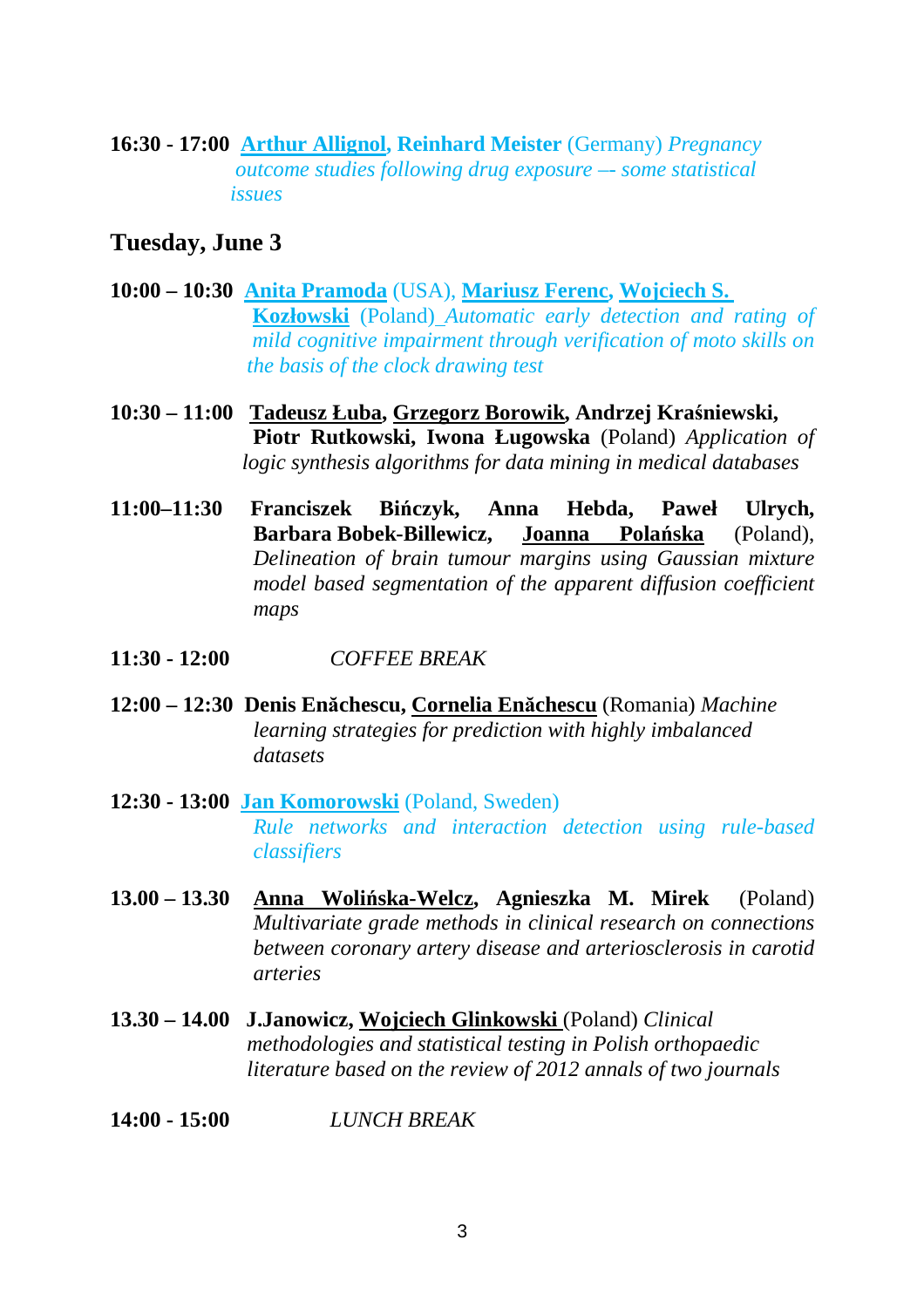**16:30 - 17:00** **Arthur Allignol, Reinhard Meister** (Germany) *Pregnancy outcome studies following drug exposure –- some statistical issues*

## Tuesday, June 3

**10:00 – 10:30** **Anita Pramoda** (USA), **Mariusz Ferenc, Wojciech S. Kozłowski** (Poland) *Automatic early detection and rating of mild cognitive impairment through verification of moto skills on the basis of the clock drawing test*

**10:30 – 11:00** **Tadeusz Łuba, Grzegorz Borowik, Andrzej Kraśniewski, Piotr Rutkowski, Iwona Ługowska** (Poland) *Application of logic synthesis algorithms for data mining in medical databases*

**11:00–11:30** **Franciszek Bińczyk, Anna Hebda, Paweł Ulrych, Barbara Bobek-Billewicz, Joanna Polańska** (Poland), *Delineation of brain tumour margins using Gaussian mixture model based segmentation of the apparent diffusion coefficient maps*

**11:30 - 12:00** *COFFEE BREAK*

**12:00 – 12:30** **Denis Enăchescu, Cornelia Enăchescu** (Romania) *Machine learning strategies for prediction with highly imbalanced datasets*

**12:30 - 13:00** **Jan Komorowski** (Poland, Sweden) *Rule networks and interaction detection using rule-based classifiers*

**13.00 – 13.30** **Anna Wolińska-Welcz, Agnieszka M. Mirek** (Poland) *Multivariate grade methods in clinical research on connections between coronary artery disease and arteriosclerosis in carotid arteries*

**13.30 – 14.00** **J.Janowicz, Wojciech Glinkowski** (Poland) *Clinical methodologies and statistical testing in Polish orthopaedic literature based on the review of 2012 annals of two journals*

**14:00 - 15:00** *LUNCH BREAK*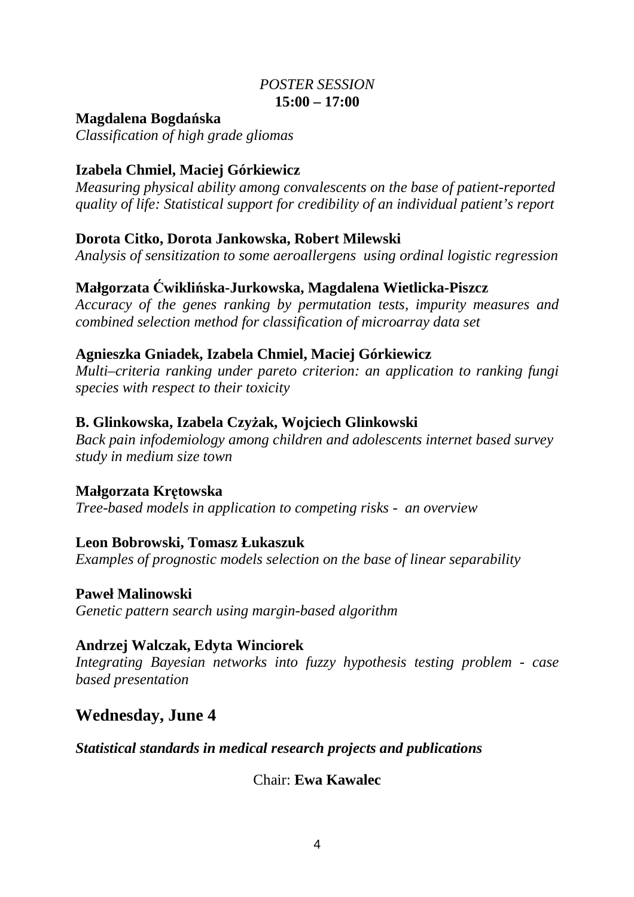*POSTER SESSION*
**15:00 – 17:00**

**Magdalena Bogdańska**
*Classification of high grade gliomas*

**Izabela Chmiel, Maciej Górkiewicz**
*Measuring physical ability among convalescents on the base of patient-reported quality of life: Statistical support for credibility of an individual patient's report*

**Dorota Citko, Dorota Jankowska, Robert Milewski**
*Analysis of sensitization to some aeroallergens using ordinal logistic regression*

**Małgorzata Ćwiklińska-Jurkowska, Magdalena Wietlicka-Piszcz**
*Accuracy of the genes ranking by permutation tests, impurity measures and combined selection method for classification of microarray data set*

**Agnieszka Gniadek, Izabela Chmiel, Maciej Górkiewicz**
*Multi–criteria ranking under pareto criterion: an application to ranking fungi species with respect to their toxicity*

**B. Glinkowska, Izabela Czyżak, Wojciech Glinkowski**
*Back pain infodemiology among children and adolescents internet based survey study in medium size town*

**Małgorzata Krętowska**
*Tree-based models in application to competing risks - an overview*

**Leon Bobrowski, Tomasz Łukaszuk**
*Examples of prognostic models selection on the base of linear separability*

**Paweł Malinowski**
*Genetic pattern search using margin-based algorithm*

**Andrzej Walczak, Edyta Winciorek**
*Integrating Bayesian networks into fuzzy hypothesis testing problem - case based presentation*

## Wednesday, June 4

***Statistical standards in medical research projects and publications***

Chair: **Ewa Kawalec**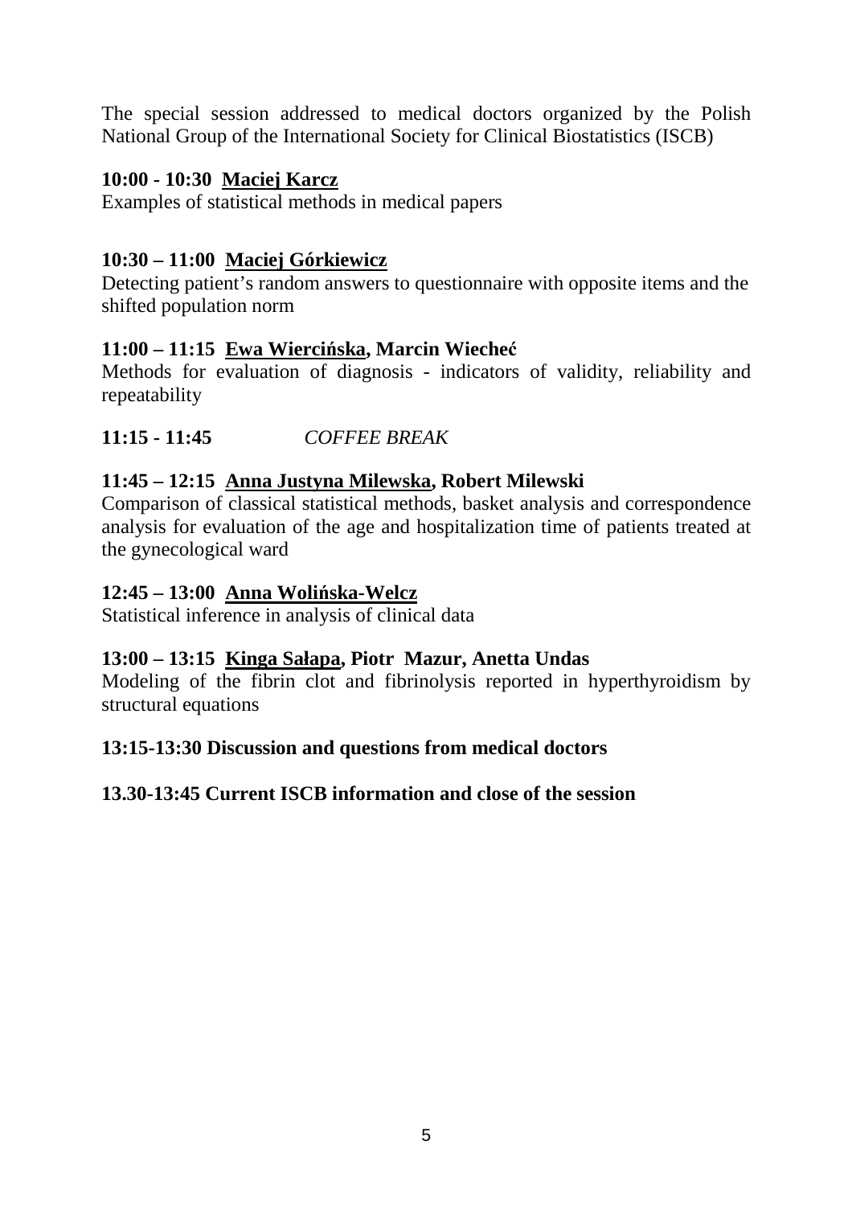The special session addressed to medical doctors organized by the Polish National Group of the International Society for Clinical Biostatistics (ISCB)

**10:00 - 10:30 Maciej Karcz**
Examples of statistical methods in medical papers

**10:30 – 11:00 Maciej Górkiewicz**
Detecting patient's random answers to questionnaire with opposite items and the shifted population norm

**11:00 – 11:15 Ewa Wiercińska, Marcin Wiecheć**
Methods for evaluation of diagnosis - indicators of validity, reliability and repeatability

**11:15 - 11:45** *COFFEE BREAK*

**11:45 – 12:15 Anna Justyna Milewska, Robert Milewski**
Comparison of classical statistical methods, basket analysis and correspondence analysis for evaluation of the age and hospitalization time of patients treated at the gynecological ward

**12:45 – 13:00 Anna Wolińska-Welcz**
Statistical inference in analysis of clinical data

**13:00 – 13:15 Kinga Sałapa, Piotr Mazur, Anetta Undas**
Modeling of the fibrin clot and fibrinolysis reported in hyperthyroidism by structural equations

**13:15-13:30 Discussion and questions from medical doctors**

**13.30-13:45 Current ISCB information and close of the session**